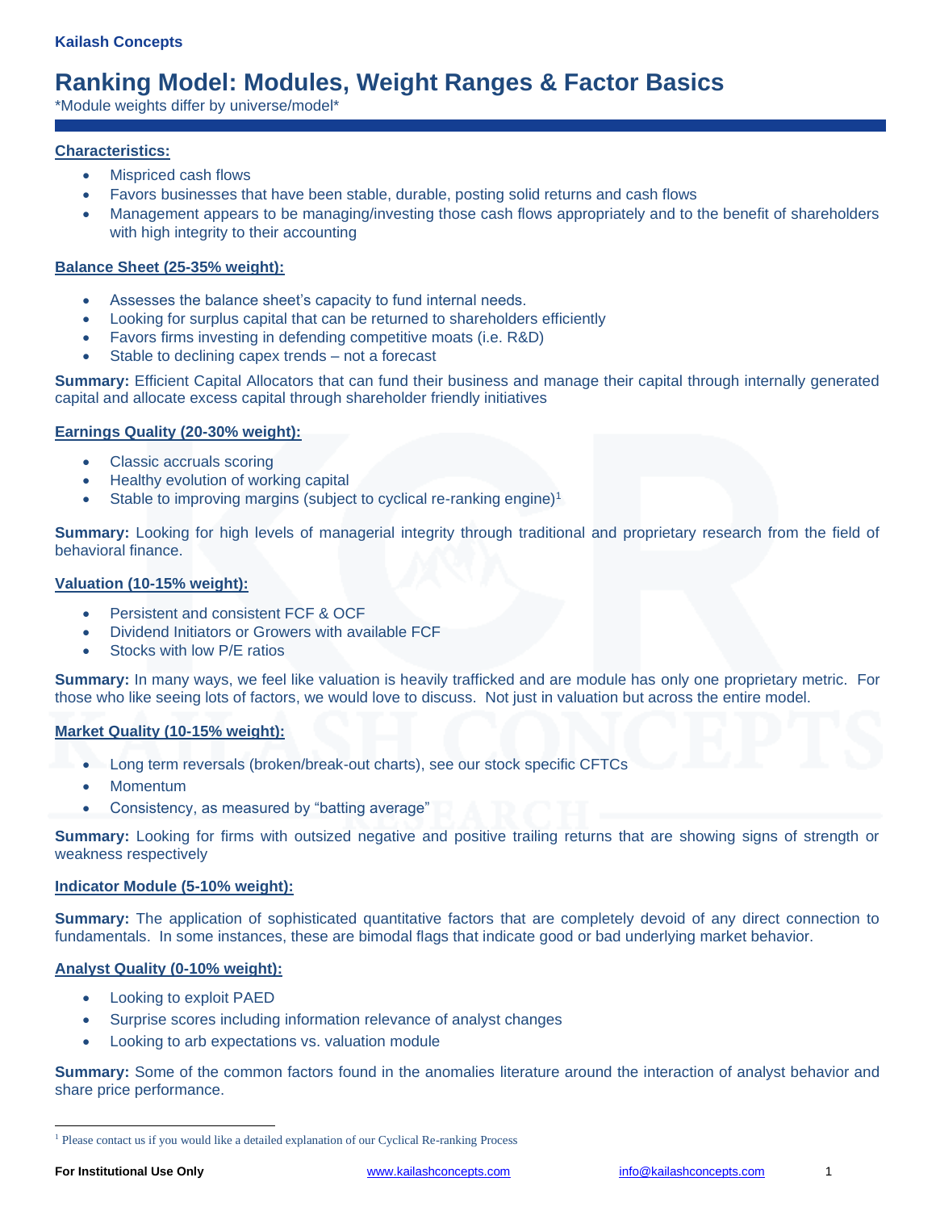Kailash Concepts

# Ranking Model: Modules, Weight Ranges & Factor Basics

*Module weights differ by universe/model*

## Characteristics:

- Mispriced cash flows
- Favors businesses that have been stable, durable, posting solid returns and cash flows
- Management appears to be managing/investing those cash flows appropriately and to the benefit of shareholders with high integrity to their accounting

## Balance Sheet (25-35% weight):

- Assesses the balance sheet's capacity to fund internal needs.
- Looking for surplus capital that can be returned to shareholders efficiently
- Favors firms investing in defending competitive moats (i.e. R&D)
- Stable to declining capex trends – not a forecast

**Summary:** Efficient Capital Allocators that can fund their business and manage their capital through internally generated capital and allocate excess capital through shareholder friendly initiatives

## Earnings Quality (20-30% weight):

- Classic accruals scoring
- Healthy evolution of working capital
- Stable to improving margins (subject to cyclical re-ranking engine)[1]

**Summary:** Looking for high levels of managerial integrity through traditional and proprietary research from the field of behavioral finance.

## Valuation (10-15% weight):

- Persistent and consistent FCF & OCF
- Dividend Initiators or Growers with available FCF
- Stocks with low P/E ratios

**Summary:** In many ways, we feel like valuation is heavily trafficked and are module has only one proprietary metric. For those who like seeing lots of factors, we would love to discuss. Not just in valuation but across the entire model.

## Market Quality (10-15% weight):

- Long term reversals (broken/break-out charts), see our stock specific CFTCs
- Momentum
- Consistency, as measured by "batting average"

**Summary:** Looking for firms with outsized negative and positive trailing returns that are showing signs of strength or weakness respectively

## Indicator Module (5-10% weight):

**Summary:** The application of sophisticated quantitative factors that are completely devoid of any direct connection to fundamentals. In some instances, these are bimodal flags that indicate good or bad underlying market behavior.

## Analyst Quality (0-10% weight):

- Looking to exploit PAED
- Surprise scores including information relevance of analyst changes
- Looking to arb expectations vs. valuation module

**Summary:** Some of the common factors found in the anomalies literature around the interaction of analyst behavior and share price performance.

[1] Please contact us if you would like a detailed explanation of our Cyclical Re-ranking Process

For Institutional Use Only | www.kailashconcepts.com | info@kailashconcepts.com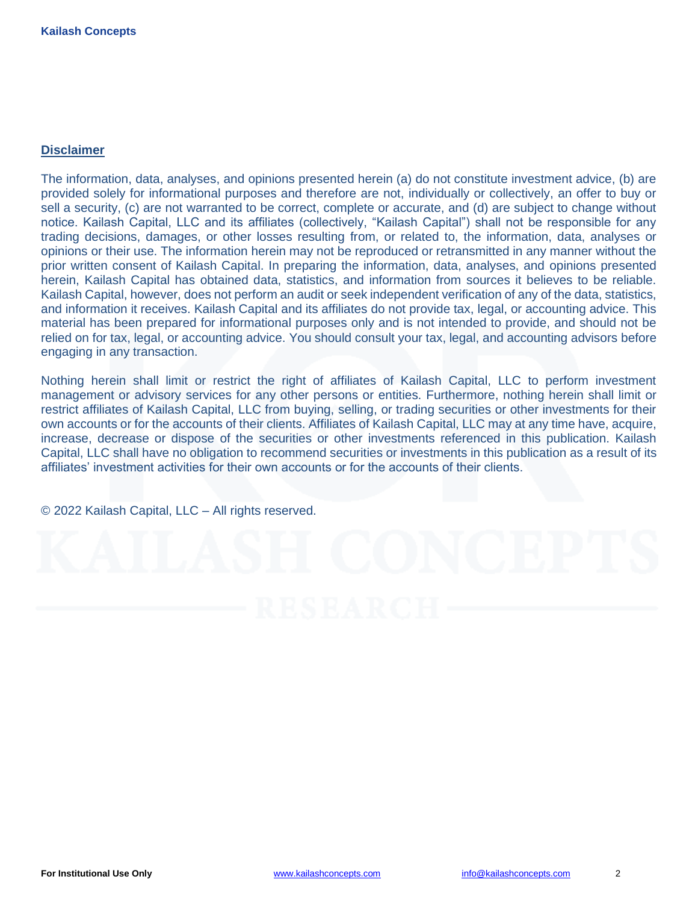## Disclaimer

The information, data, analyses, and opinions presented herein (a) do not constitute investment advice, (b) are provided solely for informational purposes and therefore are not, individually or collectively, an offer to buy or sell a security, (c) are not warranted to be correct, complete or accurate, and (d) are subject to change without notice. Kailash Capital, LLC and its affiliates (collectively, "Kailash Capital") shall not be responsible for any trading decisions, damages, or other losses resulting from, or related to, the information, data, analyses or opinions or their use. The information herein may not be reproduced or retransmitted in any manner without the prior written consent of Kailash Capital. In preparing the information, data, analyses, and opinions presented herein, Kailash Capital has obtained data, statistics, and information from sources it believes to be reliable. Kailash Capital, however, does not perform an audit or seek independent verification of any of the data, statistics, and information it receives. Kailash Capital and its affiliates do not provide tax, legal, or accounting advice. This material has been prepared for informational purposes only and is not intended to provide, and should not be relied on for tax, legal, or accounting advice. You should consult your tax, legal, and accounting advisors before engaging in any transaction.

Nothing herein shall limit or restrict the right of affiliates of Kailash Capital, LLC to perform investment management or advisory services for any other persons or entities. Furthermore, nothing herein shall limit or restrict affiliates of Kailash Capital, LLC from buying, selling, or trading securities or other investments for their own accounts or for the accounts of their clients. Affiliates of Kailash Capital, LLC may at any time have, acquire, increase, decrease or dispose of the securities or other investments referenced in this publication. Kailash Capital, LLC shall have no obligation to recommend securities or investments in this publication as a result of its affiliates' investment activities for their own accounts or for the accounts of their clients.

© 2022 Kailash Capital, LLC – All rights reserved.